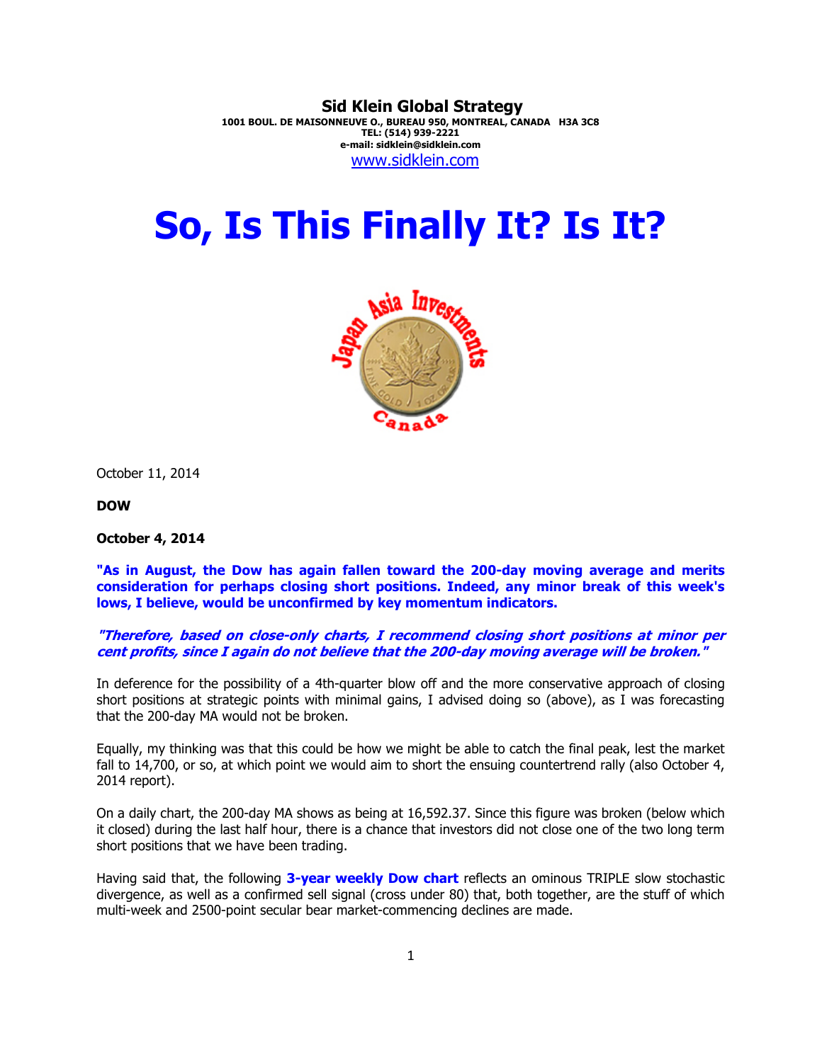**Sid Klein Global Strategy**
**1001 BOUL. DE MAISONNEUVE O., BUREAU 950, MONTREAL, CANADA H3A 3C8**
**TEL: (514) 939-2221**
**e-mail: sidklein@sidklein.com**
www.sidklein.com

# So, Is This Finally It? Is It?

October 11, 2014

**DOW**

**October 4, 2014**

**"As in August, the Dow has again fallen toward the 200-day moving average and merits consideration for perhaps closing short positions. Indeed, any minor break of this week's lows, I believe, would be unconfirmed by key momentum indicators.**

***"Therefore, based on close-only charts, I recommend closing short positions at minor per cent profits, since I again do not believe that the 200-day moving average will be broken."***

In deference for the possibility of a 4th-quarter blow off and the more conservative approach of closing short positions at strategic points with minimal gains, I advised doing so (above), as I was forecasting that the 200-day MA would not be broken.

Equally, my thinking was that this could be how we might be able to catch the final peak, lest the market fall to 14,700, or so, at which point we would aim to short the ensuing countertrend rally (also October 4, 2014 report).

On a daily chart, the 200-day MA shows as being at 16,592.37. Since this figure was broken (below which it closed) during the last half hour, there is a chance that investors did not close one of the two long term short positions that we have been trading.

Having said that, the following **3-year weekly Dow chart** reflects an ominous TRIPLE slow stochastic divergence, as well as a confirmed sell signal (cross under 80) that, both together, are the stuff of which multi-week and 2500-point secular bear market-commencing declines are made.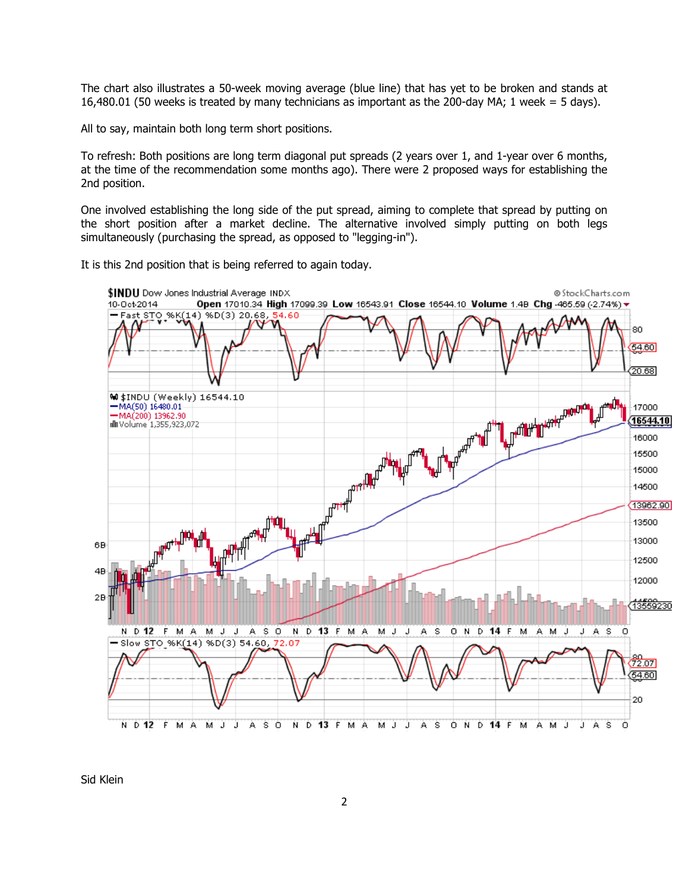The chart also illustrates a 50-week moving average (blue line) that has yet to be broken and stands at 16,480.01 (50 weeks is treated by many technicians as important as the 200-day MA; 1 week = 5 days).

All to say, maintain both long term short positions.

To refresh: Both positions are long term diagonal put spreads (2 years over 1, and 1-year over 6 months, at the time of the recommendation some months ago). There were 2 proposed ways for establishing the 2nd position.

One involved establishing the long side of the put spread, aiming to complete that spread by putting on the short position after a market decline. The alternative involved simply putting on both legs simultaneously (purchasing the spread, as opposed to "legging-in").

It is this 2nd position that is being referred to again today.

Sid Klein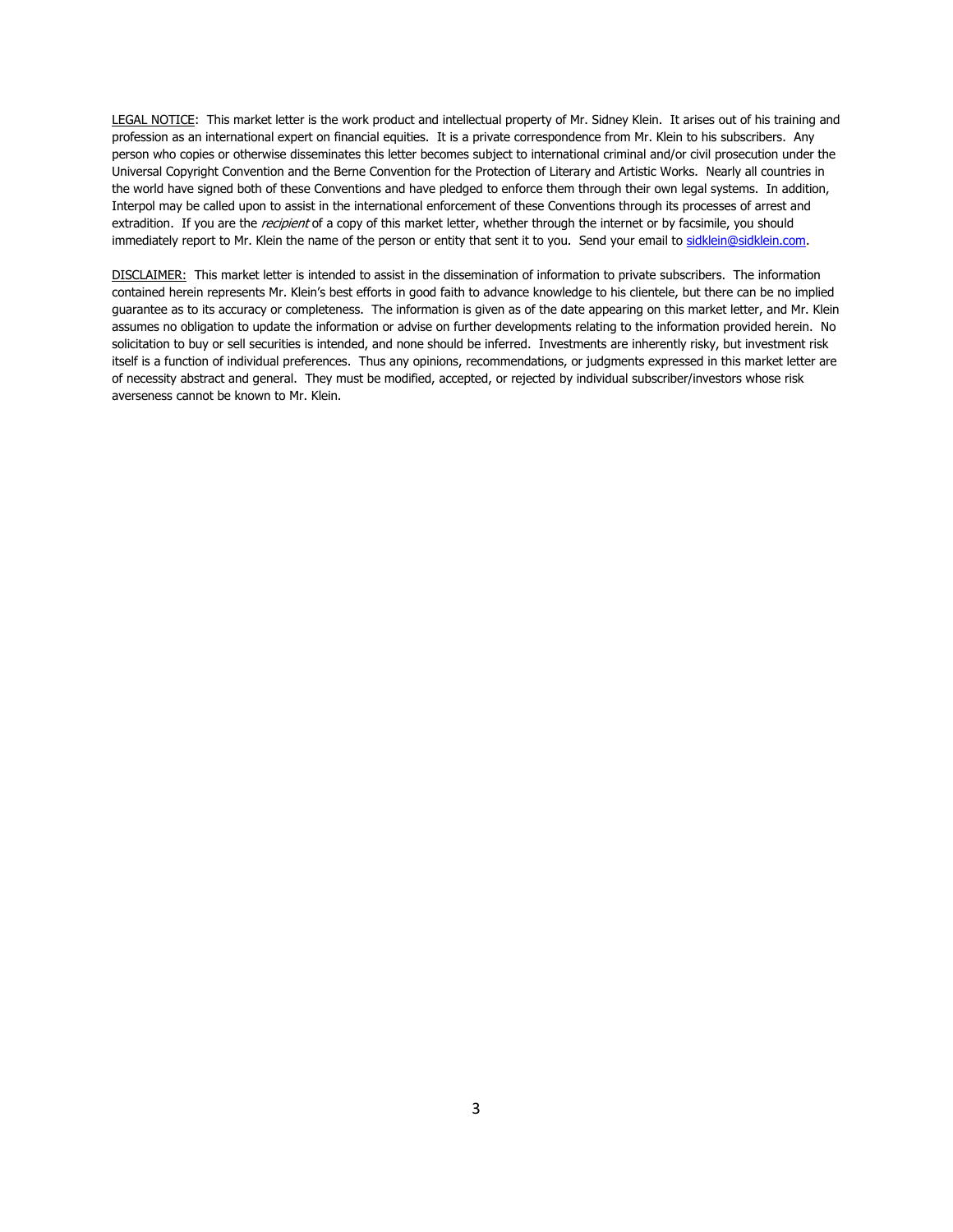LEGAL NOTICE: This market letter is the work product and intellectual property of Mr. Sidney Klein. It arises out of his training and profession as an international expert on financial equities. It is a private correspondence from Mr. Klein to his subscribers. Any person who copies or otherwise disseminates this letter becomes subject to international criminal and/or civil prosecution under the Universal Copyright Convention and the Berne Convention for the Protection of Literary and Artistic Works. Nearly all countries in the world have signed both of these Conventions and have pledged to enforce them through their own legal systems. In addition, Interpol may be called upon to assist in the international enforcement of these Conventions through its processes of arrest and extradition. If you are the *recipient* of a copy of this market letter, whether through the internet or by facsimile, you should immediately report to Mr. Klein the name of the person or entity that sent it to you. Send your email to sidklein@sidklein.com.

DISCLAIMER: This market letter is intended to assist in the dissemination of information to private subscribers. The information contained herein represents Mr. Klein's best efforts in good faith to advance knowledge to his clientele, but there can be no implied guarantee as to its accuracy or completeness. The information is given as of the date appearing on this market letter, and Mr. Klein assumes no obligation to update the information or advise on further developments relating to the information provided herein. No solicitation to buy or sell securities is intended, and none should be inferred. Investments are inherently risky, but investment risk itself is a function of individual preferences. Thus any opinions, recommendations, or judgments expressed in this market letter are of necessity abstract and general. They must be modified, accepted, or rejected by individual subscriber/investors whose risk averseness cannot be known to Mr. Klein.